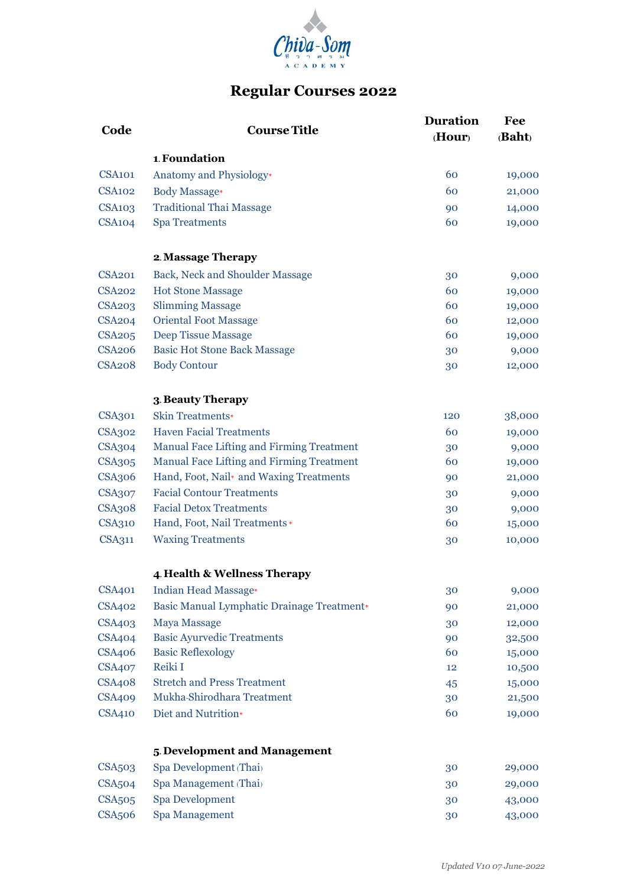Chiva-Som ACADEMY

# Regular Courses 2022

| Code | Course Title | Duration (Hour) | Fee (Baht) |
|---|---|---|---|
| | **1. Foundation** | | |
| CSA101 | Anatomy and Physiology* | 60 | 19,000 |
| CSA102 | Body Massage* | 60 | 21,000 |
| CSA103 | Traditional Thai Massage | 90 | 14,000 |
| CSA104 | Spa Treatments | 60 | 19,000 |
| | **2. Massage Therapy** | | |
| CSA201 | Back, Neck and Shoulder Massage | 30 | 9,000 |
| CSA202 | Hot Stone Massage | 60 | 19,000 |
| CSA203 | Slimming Massage | 60 | 19,000 |
| CSA204 | Oriental Foot Massage | 60 | 12,000 |
| CSA205 | Deep Tissue Massage | 60 | 19,000 |
| CSA206 | Basic Hot Stone Back Massage | 30 | 9,000 |
| CSA208 | Body Contour | 30 | 12,000 |
| | **3. Beauty Therapy** | | |
| CSA301 | Skin Treatments* | 120 | 38,000 |
| CSA302 | Haven Facial Treatments | 60 | 19,000 |
| CSA304 | Manual Face Lifting and Firming Treatment | 30 | 9,000 |
| CSA305 | Manual Face Lifting and Firming Treatment | 60 | 19,000 |
| CSA306 | Hand, Foot, Nail* and Waxing Treatments | 90 | 21,000 |
| CSA307 | Facial Contour Treatments | 30 | 9,000 |
| CSA308 | Facial Detox Treatments | 30 | 9,000 |
| CSA310 | Hand, Foot, Nail Treatments * | 60 | 15,000 |
| CSA311 | Waxing Treatments | 30 | 10,000 |
| | **4. Health & Wellness Therapy** | | |
| CSA401 | Indian Head Massage* | 30 | 9,000 |
| CSA402 | Basic Manual Lymphatic Drainage Treatment* | 90 | 21,000 |
| CSA403 | Maya Massage | 30 | 12,000 |
| CSA404 | Basic Ayurvedic Treatments | 90 | 32,500 |
| CSA406 | Basic Reflexology | 60 | 15,000 |
| CSA407 | Reiki I | 12 | 10,500 |
| CSA408 | Stretch and Press Treatment | 45 | 15,000 |
| CSA409 | Mukha-Shirodhara Treatment | 30 | 21,500 |
| CSA410 | Diet and Nutrition* | 60 | 19,000 |
| | **5. Development and Management** | | |
| CSA503 | Spa Development (Thai) | 30 | 29,000 |
| CSA504 | Spa Management (Thai) | 30 | 29,000 |
| CSA505 | Spa Development | 30 | 43,000 |
| CSA506 | Spa Management | 30 | 43,000 |

*Updated V10 07-June-2022*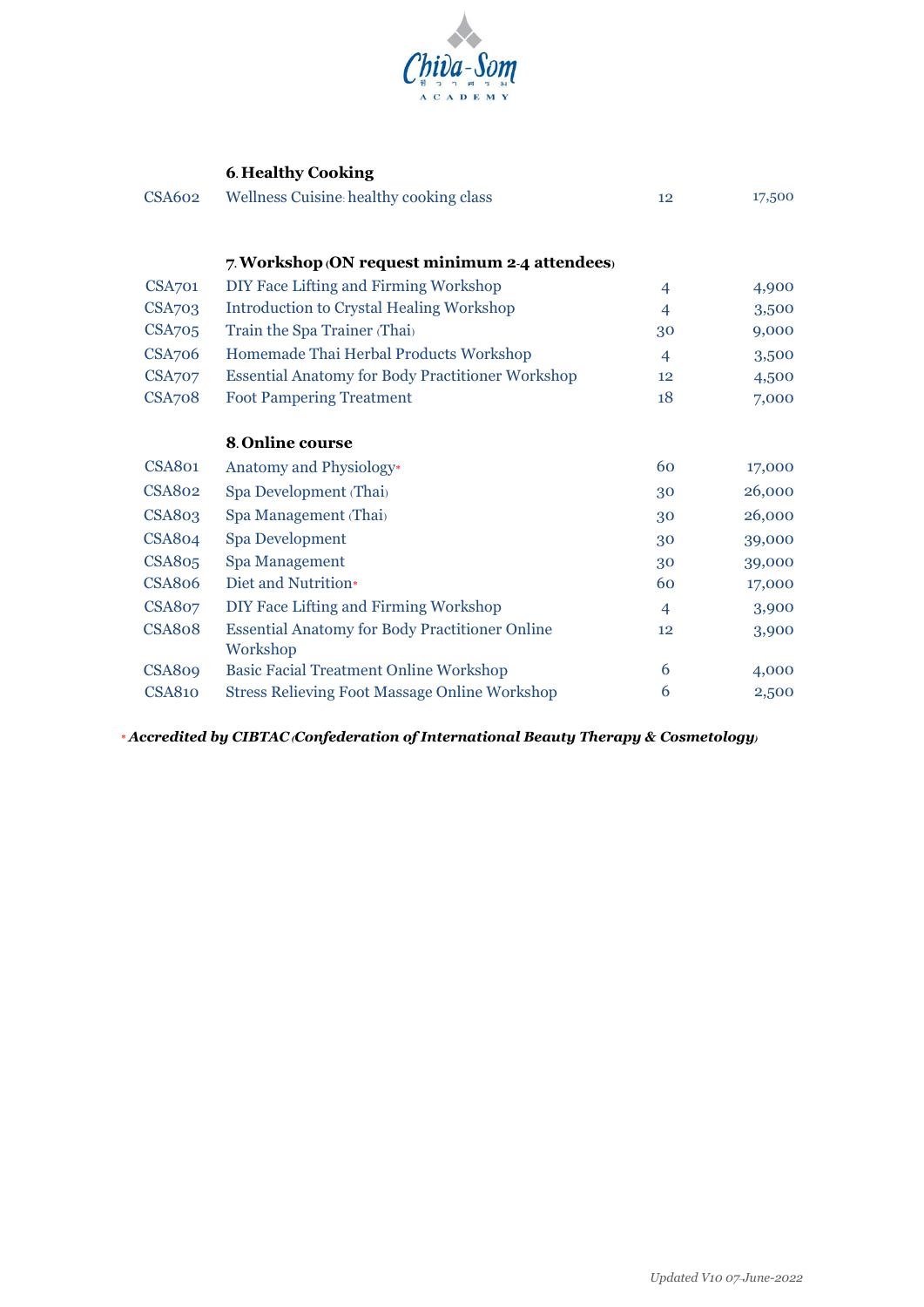| | **6. Healthy Cooking** | | |
|---|---|---|---|
| CSA602 | Wellness Cuisine: healthy cooking class | 12 | 17,500 |
| | | | |
| | **7. Workshop (ON request minimum 2-4 attendees)** | | |
| CSA701 | DIY Face Lifting and Firming Workshop | 4 | 4,900 |
| CSA703 | Introduction to Crystal Healing Workshop | 4 | 3,500 |
| CSA705 | Train the Spa Trainer (Thai) | 30 | 9,000 |
| CSA706 | Homemade Thai Herbal Products Workshop | 4 | 3,500 |
| CSA707 | Essential Anatomy for Body Practitioner Workshop | 12 | 4,500 |
| CSA708 | Foot Pampering Treatment | 18 | 7,000 |
| | | | |
| | **8. Online course** | | |
| CSA801 | Anatomy and Physiology* | 60 | 17,000 |
| CSA802 | Spa Development (Thai) | 30 | 26,000 |
| CSA803 | Spa Management (Thai) | 30 | 26,000 |
| CSA804 | Spa Development | 30 | 39,000 |
| CSA805 | Spa Management | 30 | 39,000 |
| CSA806 | Diet and Nutrition* | 60 | 17,000 |
| CSA807 | DIY Face Lifting and Firming Workshop | 4 | 3,900 |
| CSA808 | Essential Anatomy for Body Practitioner Online Workshop | 12 | 3,900 |
| CSA809 | Basic Facial Treatment Online Workshop | 6 | 4,000 |
| CSA810 | Stress Relieving Foot Massage Online Workshop | 6 | 2,500 |

\* ***Accredited by CIBTAC (Confederation of International Beauty Therapy & Cosmetology)***

*Updated V10 07-June-2022*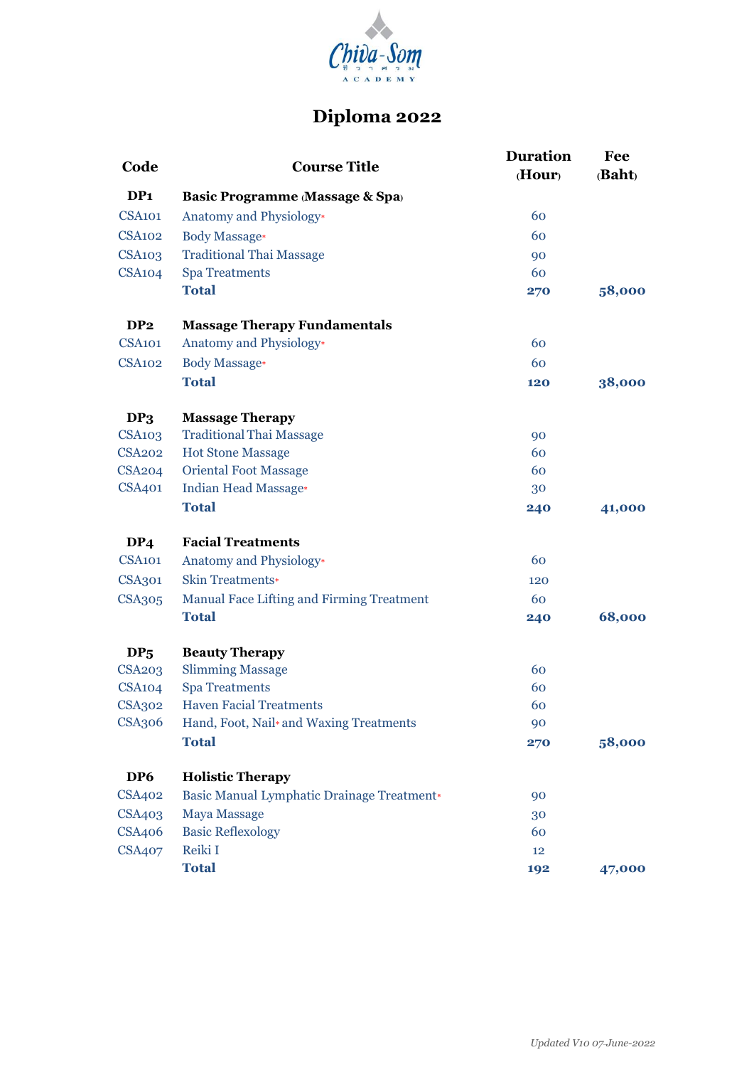Chiva-Som ACADEMY

# Diploma 2022

| Code | Course Title | Duration (Hour) | Fee (Baht) |
|---|---|---|---|
| **DP1** | **Basic Programme (Massage & Spa)** | | |
| CSA101 | Anatomy and Physiology* | 60 | |
| CSA102 | Body Massage* | 60 | |
| CSA103 | Traditional Thai Massage | 90 | |
| CSA104 | Spa Treatments | 60 | |
| | **Total** | **270** | **58,000** |
| **DP2** | **Massage Therapy Fundamentals** | | |
| CSA101 | Anatomy and Physiology* | 60 | |
| CSA102 | Body Massage* | 60 | |
| | **Total** | **120** | **38,000** |
| **DP3** | **Massage Therapy** | | |
| CSA103 | Traditional Thai Massage | 90 | |
| CSA202 | Hot Stone Massage | 60 | |
| CSA204 | Oriental Foot Massage | 60 | |
| CSA401 | Indian Head Massage* | 30 | |
| | **Total** | **240** | **41,000** |
| **DP4** | **Facial Treatments** | | |
| CSA101 | Anatomy and Physiology* | 60 | |
| CSA301 | Skin Treatments* | 120 | |
| CSA305 | Manual Face Lifting and Firming Treatment | 60 | |
| | **Total** | **240** | **68,000** |
| **DP5** | **Beauty Therapy** | | |
| CSA203 | Slimming Massage | 60 | |
| CSA104 | Spa Treatments | 60 | |
| CSA302 | Haven Facial Treatments | 60 | |
| CSA306 | Hand, Foot, Nail* and Waxing Treatments | 90 | |
| | **Total** | **270** | **58,000** |
| **DP6** | **Holistic Therapy** | | |
| CSA402 | Basic Manual Lymphatic Drainage Treatment* | 90 | |
| CSA403 | Maya Massage | 30 | |
| CSA406 | Basic Reflexology | 60 | |
| CSA407 | Reiki I | 12 | |
| | **Total** | **192** | **47,000** |

*Updated V10 07-June-2022*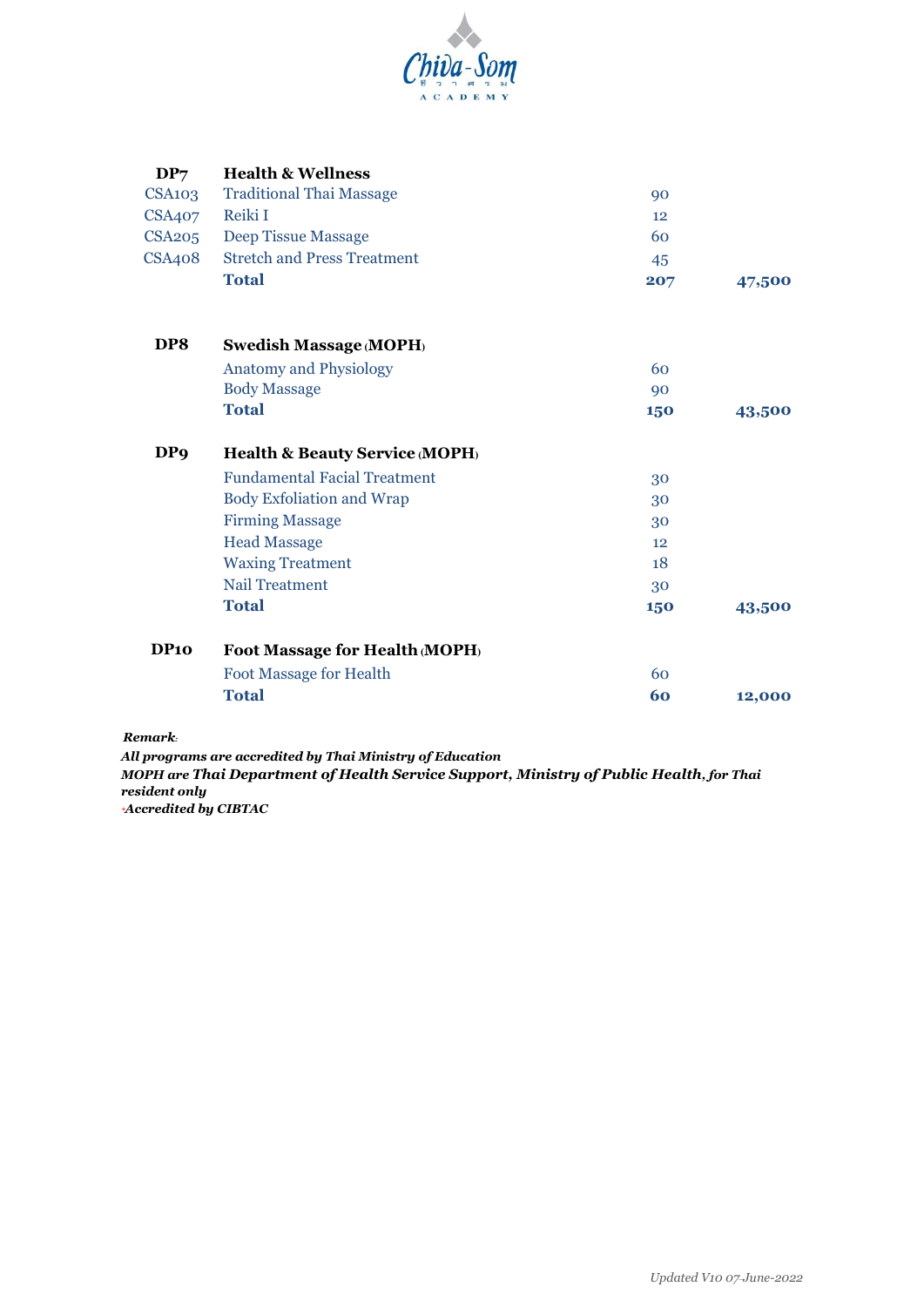| | | | |
|---|---|---|---|
| **DP7** | **Health & Wellness** | | |
| CSA103 | Traditional Thai Massage | 90 | |
| CSA407 | Reiki I | 12 | |
| CSA205 | Deep Tissue Massage | 60 | |
| CSA408 | Stretch and Press Treatment | 45 | |
| | **Total** | **207** | **47,500** |
| **DP8** | **Swedish Massage (MOPH)** | | |
| | Anatomy and Physiology | 60 | |
| | Body Massage | 90 | |
| | **Total** | **150** | **43,500** |
| **DP9** | **Health & Beauty Service (MOPH)** | | |
| | Fundamental Facial Treatment | 30 | |
| | Body Exfoliation and Wrap | 30 | |
| | Firming Massage | 30 | |
| | Head Massage | 12 | |
| | Waxing Treatment | 18 | |
| | Nail Treatment | 30 | |
| | **Total** | **150** | **43,500** |
| **DP10** | **Foot Massage for Health (MOPH)** | | |
| | Foot Massage for Health | 60 | |
| | **Total** | **60** | **12,000** |

***Remark:***

***All programs are accredited by Thai Ministry of Education***

***MOPH are Thai Department of Health Service Support, Ministry of Public Health, for Thai resident only***

****Accredited by CIBTAC***

*Updated V10 07-June-2022*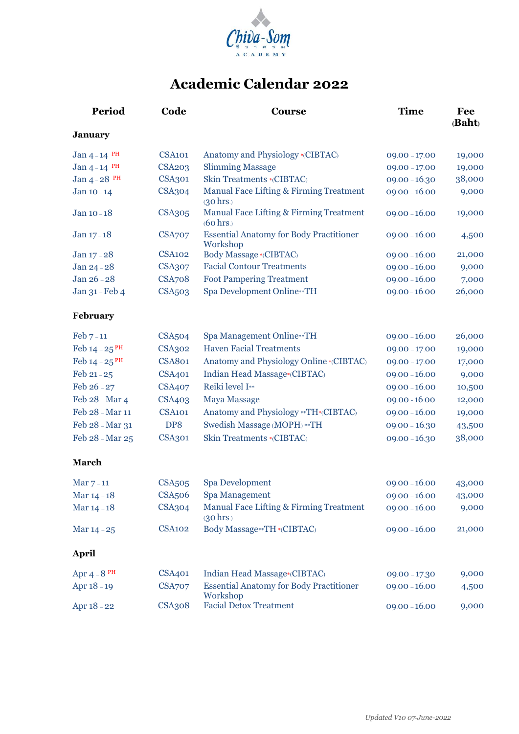Chiva-Som

ACADEMY

# Academic Calendar 2022

| Period | Code | Course | Time | Fee (Baht) |
|---|---|---|---|---|
| **January** | | | | |
| Jan 4 – 14 PH | CSA101 | Anatomy and Physiology *(CIBTAC) | 09.00 – 17.00 | 19,000 |
| Jan 4 – 14 PH | CSA203 | Slimming Massage | 09.00 – 17.00 | 19,000 |
| Jan 4 – 28 PH | CSA301 | Skin Treatments *(CIBTAC) | 09.00 – 16.30 | 38,000 |
| Jan 10 – 14 | CSA304 | Manual Face Lifting & Firming Treatment (30 hrs.) | 09.00 – 16.00 | 9,000 |
| Jan 10 – 18 | CSA305 | Manual Face Lifting & Firming Treatment (60 hrs.) | 09.00 – 16.00 | 19,000 |
| Jan 17 – 18 | CSA707 | Essential Anatomy for Body Practitioner Workshop | 09.00 – 16.00 | 4,500 |
| Jan 17 – 28 | CSA102 | Body Massage *(CIBTAC) | 09.00 – 16.00 | 21,000 |
| Jan 24 – 28 | CSA307 | Facial Contour Treatments | 09.00 – 16.00 | 9,000 |
| Jan 26 – 28 | CSA708 | Foot Pampering Treatment | 09.00 – 16.00 | 7,000 |
| Jan 31 – Feb 4 | CSA503 | Spa Development Online**TH | 09.00 – 16.00 | 26,000 |
| **February** | | | | |
| Feb 7 – 11 | CSA504 | Spa Management Online**TH | 09.00 – 16.00 | 26,000 |
| Feb 14 – 25 PH | CSA302 | Haven Facial Treatments | 09.00 – 17.00 | 19,000 |
| Feb 14 – 25 PH | CSA801 | Anatomy and Physiology Online *(CIBTAC) | 09.00 – 17.00 | 17,000 |
| Feb 21 – 25 | CSA401 | Indian Head Massage*(CIBTAC) | 09.00 – 16.00 | 9,000 |
| Feb 26 – 27 | CSA407 | Reiki level I** | 09.00 – 16.00 | 10,500 |
| Feb 28 – Mar 4 | CSA403 | Maya Massage | 09.00 - 16.00 | 12,000 |
| Feb 28 – Mar 11 | CSA101 | Anatomy and Physiology **TH*(CIBTAC) | 09.00 – 16.00 | 19,000 |
| Feb 28 – Mar 31 | DP8 | Swedish Massage (MOPH) **TH | 09.00 – 16.30 | 43,500 |
| Feb 28 – Mar 25 | CSA301 | Skin Treatments *(CIBTAC) | 09.00 – 16.30 | 38,000 |
| **March** | | | | |
| Mar 7 – 11 | CSA505 | Spa Development | 09.00 – 16.00 | 43,000 |
| Mar 14 – 18 | CSA506 | Spa Management | 09.00 – 16.00 | 43,000 |
| Mar 14 – 18 | CSA304 | Manual Face Lifting & Firming Treatment (30 hrs.) | 09.00 – 16.00 | 9,000 |
| Mar 14 – 25 | CSA102 | Body Massage**TH *(CIBTAC) | 09.00 – 16.00 | 21,000 |
| **April** | | | | |
| Apr 4 – 8 PH | CSA401 | Indian Head Massage*(CIBTAC) | 09.00 – 17.30 | 9,000 |
| Apr 18 – 19 | CSA707 | Essential Anatomy for Body Practitioner Workshop | 09.00 – 16.00 | 4,500 |
| Apr 18 – 22 | CSA308 | Facial Detox Treatment | 09.00 – 16.00 | 9,000 |

*Updated V10 07-June-2022*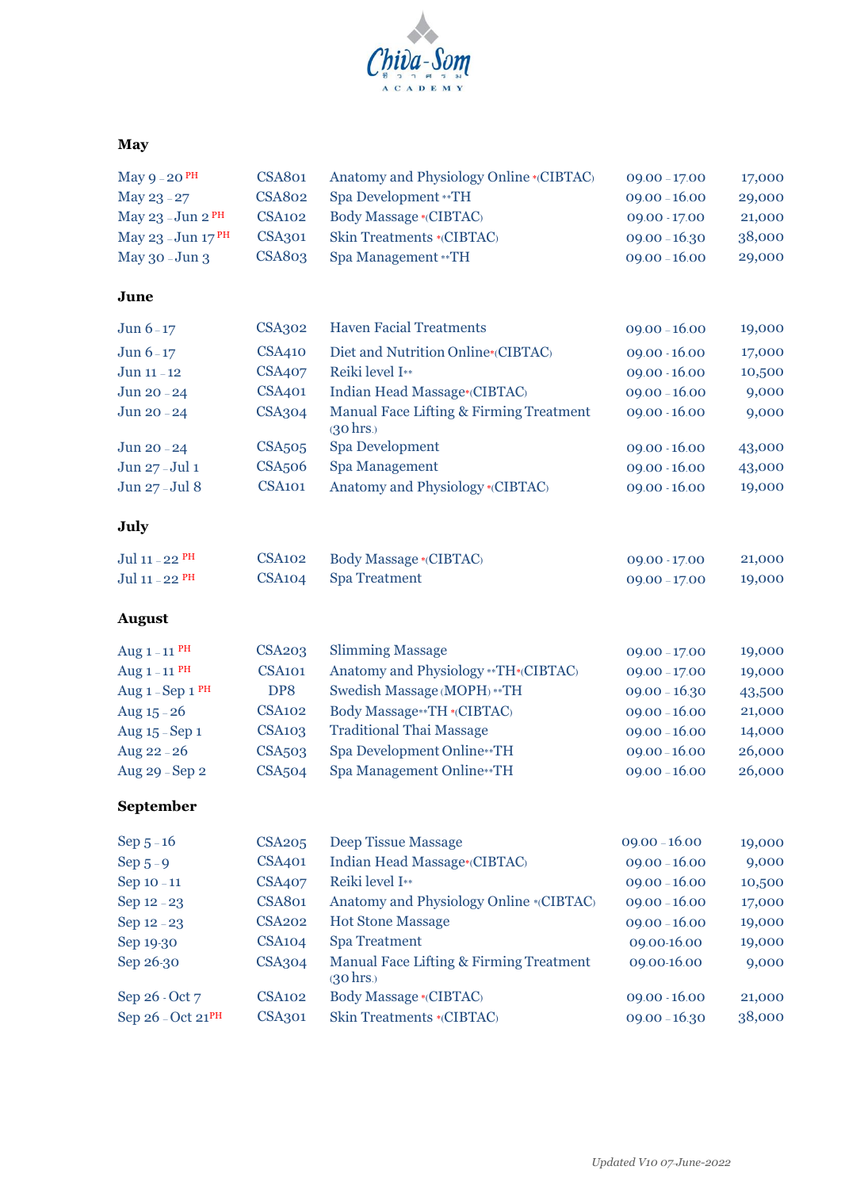Chiva-Som ACADEMY

### May

| Dates | Code | Course | Time | Price |
|---|---|---|---|---|
| May 9 - 20 PH | CSA801 | Anatomy and Physiology Online *(CIBTAC) | 09.00 - 17.00 | 17,000 |
| May 23 - 27 | CSA802 | Spa Development **TH | 09.00 - 16.00 | 29,000 |
| May 23 - Jun 2 PH | CSA102 | Body Massage *(CIBTAC) | 09.00 - 17.00 | 21,000 |
| May 23 - Jun 17 PH | CSA301 | Skin Treatments *(CIBTAC) | 09.00 - 16.30 | 38,000 |
| May 30 - Jun 3 | CSA803 | Spa Management **TH | 09.00 - 16.00 | 29,000 |

### June

| Dates | Code | Course | Time | Price |
|---|---|---|---|---|
| Jun 6 - 17 | CSA302 | Haven Facial Treatments | 09.00 - 16.00 | 19,000 |
| Jun 6 - 17 | CSA410 | Diet and Nutrition Online*(CIBTAC) | 09.00 - 16.00 | 17,000 |
| Jun 11 - 12 | CSA407 | Reiki level I** | 09.00 - 16.00 | 10,500 |
| Jun 20 - 24 | CSA401 | Indian Head Massage*(CIBTAC) | 09.00 - 16.00 | 9,000 |
| Jun 20 - 24 | CSA304 | Manual Face Lifting & Firming Treatment (30 hrs.) | 09.00 - 16.00 | 9,000 |
| Jun 20 - 24 | CSA505 | Spa Development | 09.00 - 16.00 | 43,000 |
| Jun 27 - Jul 1 | CSA506 | Spa Management | 09.00 - 16.00 | 43,000 |
| Jun 27 - Jul 8 | CSA101 | Anatomy and Physiology *(CIBTAC) | 09.00 - 16.00 | 19,000 |

### July

| Dates | Code | Course | Time | Price |
|---|---|---|---|---|
| Jul 11 - 22 PH | CSA102 | Body Massage *(CIBTAC) | 09.00 - 17.00 | 21,000 |
| Jul 11 - 22 PH | CSA104 | Spa Treatment | 09.00 - 17.00 | 19,000 |

### August

| Dates | Code | Course | Time | Price |
|---|---|---|---|---|
| Aug 1 - 11 PH | CSA203 | Slimming Massage | 09.00 - 17.00 | 19,000 |
| Aug 1 - 11 PH | CSA101 | Anatomy and Physiology **TH *(CIBTAC) | 09.00 - 17.00 | 19,000 |
| Aug 1 - Sep 1 PH | DP8 | Swedish Massage (MOPH) **TH | 09.00 - 16.30 | 43,500 |
| Aug 15 - 26 | CSA102 | Body Massage**TH *(CIBTAC) | 09.00 - 16.00 | 21,000 |
| Aug 15 - Sep 1 | CSA103 | Traditional Thai Massage | 09.00 - 16.00 | 14,000 |
| Aug 22 - 26 | CSA503 | Spa Development Online**TH | 09.00 - 16.00 | 26,000 |
| Aug 29 - Sep 2 | CSA504 | Spa Management Online**TH | 09.00 - 16.00 | 26,000 |

### September

| Dates | Code | Course | Time | Price |
|---|---|---|---|---|
| Sep 5 - 16 | CSA205 | Deep Tissue Massage | 09.00 - 16.00 | 19,000 |
| Sep 5 - 9 | CSA401 | Indian Head Massage*(CIBTAC) | 09.00 - 16.00 | 9,000 |
| Sep 10 - 11 | CSA407 | Reiki level I** | 09.00 - 16.00 | 10,500 |
| Sep 12 - 23 | CSA801 | Anatomy and Physiology Online *(CIBTAC) | 09.00 - 16.00 | 17,000 |
| Sep 12 - 23 | CSA202 | Hot Stone Massage | 09.00 - 16.00 | 19,000 |
| Sep 19-30 | CSA104 | Spa Treatment | 09.00-16.00 | 19,000 |
| Sep 26-30 | CSA304 | Manual Face Lifting & Firming Treatment (30 hrs.) | 09.00-16.00 | 9,000 |
| Sep 26 - Oct 7 | CSA102 | Body Massage *(CIBTAC) | 09.00 - 16.00 | 21,000 |
| Sep 26 - Oct 21PH | CSA301 | Skin Treatments *(CIBTAC) | 09.00 - 16.30 | 38,000 |

*Updated V10 07-June-2022*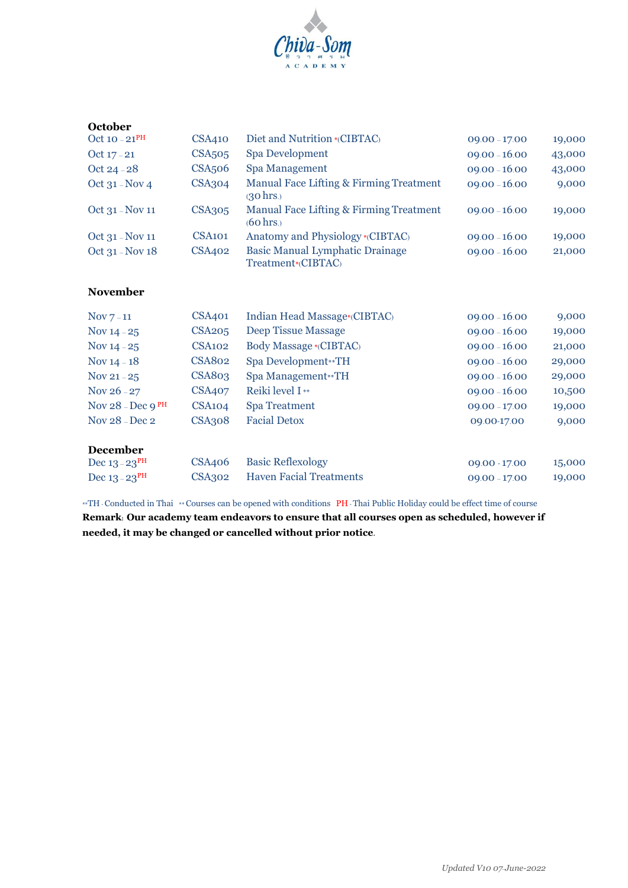Chiva-Som ACADEMY

## October

| Date | Code | Course | Time | Price |
|---|---|---|---|---|
| Oct 10 – 21 PH | CSA410 | Diet and Nutrition *(CIBTAC) | 09.00 – 17.00 | 19,000 |
| Oct 17 – 21 | CSA505 | Spa Development | 09.00 – 16.00 | 43,000 |
| Oct 24 – 28 | CSA506 | Spa Management | 09.00 – 16.00 | 43,000 |
| Oct 31 – Nov 4 | CSA304 | Manual Face Lifting & Firming Treatment (30 hrs.) | 09.00 – 16.00 | 9,000 |
| Oct 31 – Nov 11 | CSA305 | Manual Face Lifting & Firming Treatment (60 hrs.) | 09.00 – 16.00 | 19,000 |
| Oct 31 – Nov 11 | CSA101 | Anatomy and Physiology *(CIBTAC) | 09.00 – 16.00 | 19,000 |
| Oct 31 – Nov 18 | CSA402 | Basic Manual Lymphatic Drainage Treatment*(CIBTAC) | 09.00 – 16.00 | 21,000 |

## November

| Date | Code | Course | Time | Price |
|---|---|---|---|---|
| Nov 7 – 11 | CSA401 | Indian Head Massage*(CIBTAC) | 09.00 – 16.00 | 9,000 |
| Nov 14 – 25 | CSA205 | Deep Tissue Massage | 09.00 – 16.00 | 19,000 |
| Nov 14 – 25 | CSA102 | Body Massage *(CIBTAC) | 09.00 – 16.00 | 21,000 |
| Nov 14 – 18 | CSA802 | Spa Development**TH | 09.00 – 16.00 | 29,000 |
| Nov 21 – 25 | CSA803 | Spa Management**TH | 09.00 – 16.00 | 29,000 |
| Nov 26 – 27 | CSA407 | Reiki level I ** | 09.00 – 16.00 | 10,500 |
| Nov 28 – Dec 9 PH | CSA104 | Spa Treatment | 09.00 – 17.00 | 19,000 |
| Nov 28 – Dec 2 | CSA308 | Facial Detox | 09.00-17.00 | 9,000 |

## December

| Date | Code | Course | Time | Price |
|---|---|---|---|---|
| Dec 13 – 23 PH | CSA406 | Basic Reflexology | 09.00 - 17.00 | 15,000 |
| Dec 13 – 23 PH | CSA302 | Haven Facial Treatments | 09.00 – 17.00 | 19,000 |

**TH - Conducted in Thai   ** Courses can be opened with conditions   PH - Thai Public Holiday could be effect time of course

**Remark: Our academy team endeavors to ensure that all courses open as scheduled, however if needed, it may be changed or cancelled without prior notice.**

*Updated V10 07-June-2022*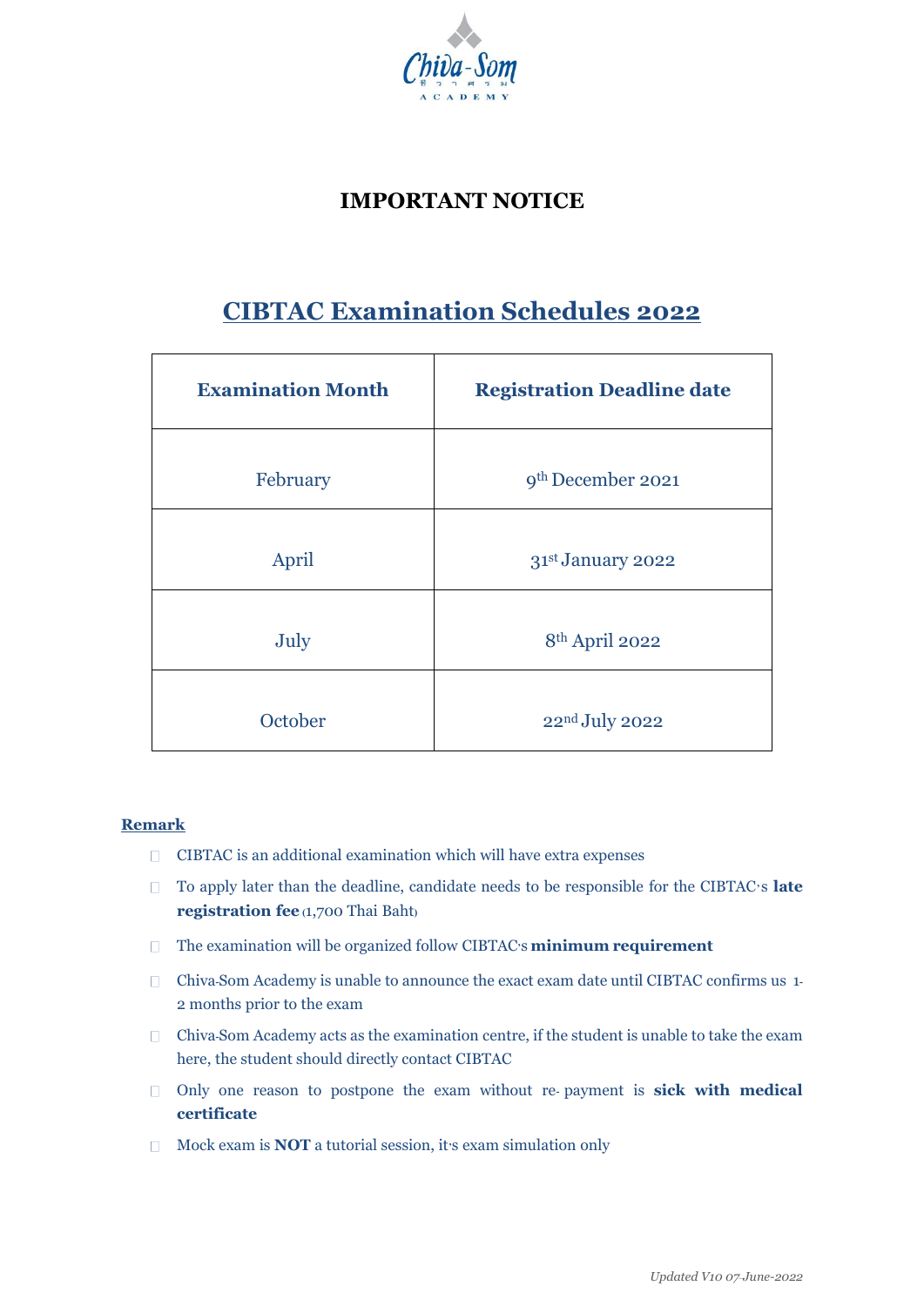Chiva-Som ACADEMY

# IMPORTANT NOTICE

## CIBTAC Examination Schedules 2022

| Examination Month | Registration Deadline date |
|---|---|
| February | 9th December 2021 |
| April | 31st January 2022 |
| July | 8th April 2022 |
| October | 22nd July 2022 |

**Remark**

- CIBTAC is an additional examination which will have extra expenses
- To apply later than the deadline, candidate needs to be responsible for the CIBTAC's **late registration fee** (1,700 Thai Baht)
- The examination will be organized follow CIBTAC's **minimum requirement**
- Chiva-Som Academy is unable to announce the exact exam date until CIBTAC confirms us 1-2 months prior to the exam
- Chiva-Som Academy acts as the examination centre, if the student is unable to take the exam here, the student should directly contact CIBTAC
- Only one reason to postpone the exam without re- payment is **sick with medical certificate**
- Mock exam is **NOT** a tutorial session, it's exam simulation only

*Updated V10 07-June-2022*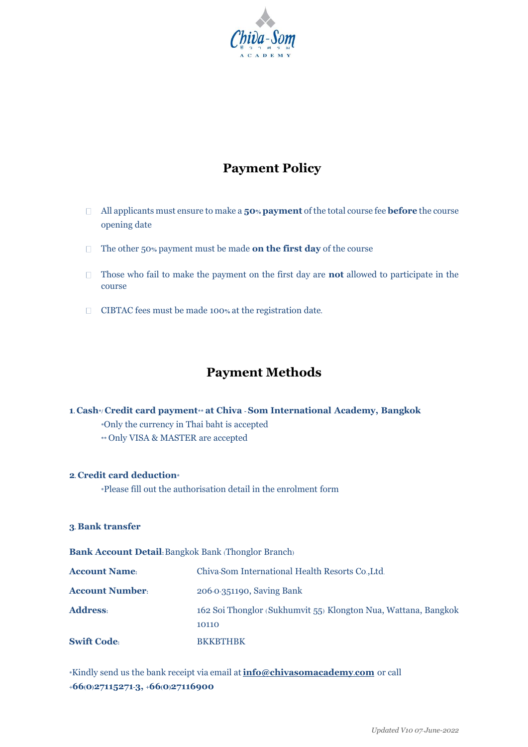# Payment Policy

- All applicants must ensure to make a **50% payment** of the total course fee **before** the course opening date
- The other 50% payment must be made **on the first day** of the course
- Those who fail to make the payment on the first day are **not** allowed to participate in the course
- CIBTAC fees must be made 100% at the registration date.

# Payment Methods

**1. Cash*/ Credit card payment** at Chiva - Som International Academy, Bangkok**

*Only the currency in Thai baht is accepted

** Only VISA & MASTER are accepted

**2. Credit card deduction***

*Please fill out the authorisation detail in the enrolment form

**3. Bank transfer**

**Bank Account Detail**: Bangkok Bank (Thonglor Branch)

| | |
|---|---|
| **Account Name**: | Chiva-Som International Health Resorts Co.,Ltd. |
| **Account Number**: | 206-0-351190, Saving Bank |
| **Address**: | 162 Soi Thonglor (Sukhumvit 55) Klongton Nua, Wattana, Bangkok 10110 |
| **Swift Code**: | BKKBTHBK |

*Kindly send us the bank receipt via email at **info@chivasomacademy.com** or call **+66(0)27115271-3, +66(0)27116900**

*Updated V10 07-June-2022*